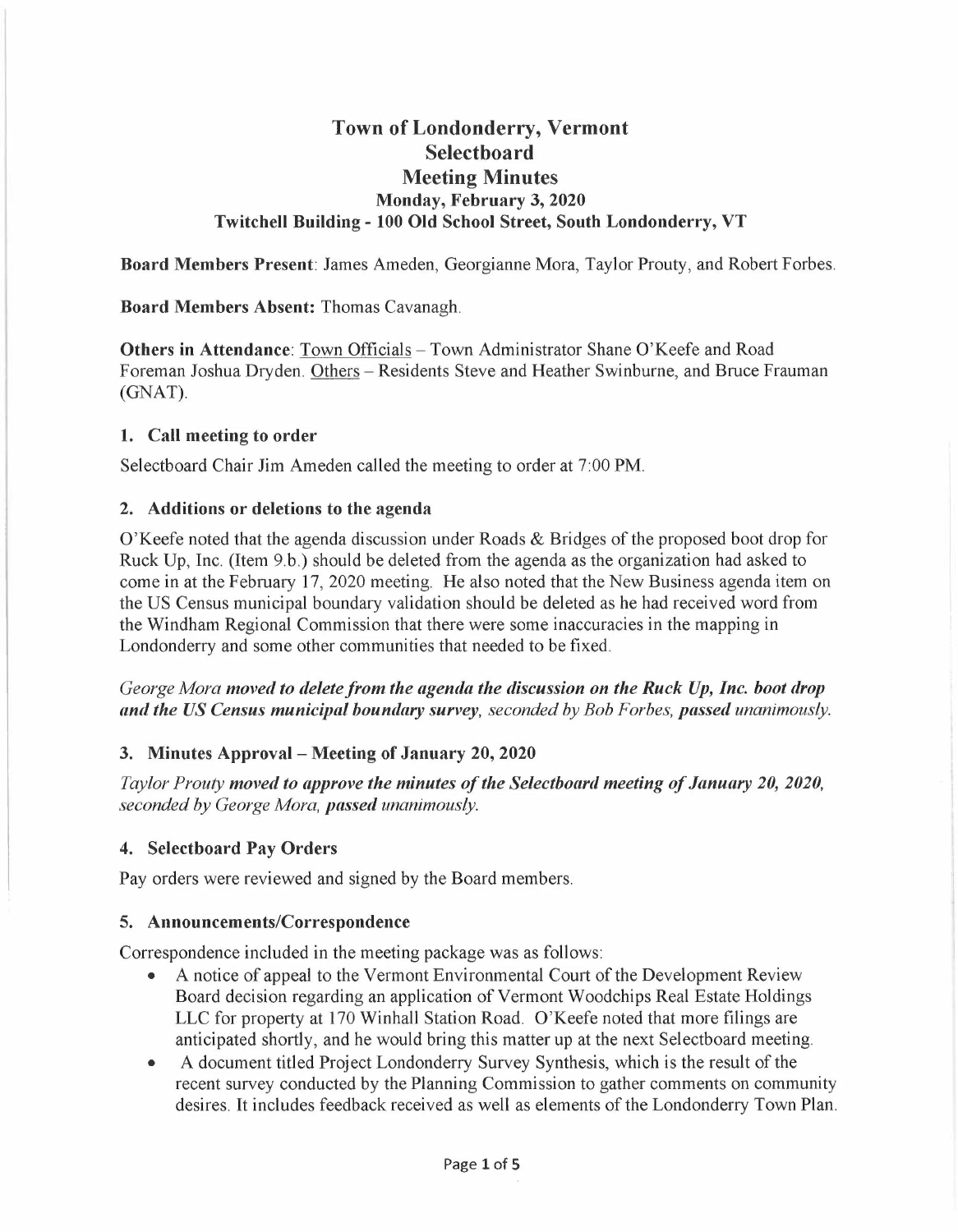# Town of Londonderry, Vermont
# Selectboard
# Meeting Minutes
### Monday, February 3, 2020
### Twitchell Building - 100 Old School Street, South Londonderry, VT

**Board Members Present**: James Ameden, Georgianne Mora, Taylor Prouty, and Robert Forbes.

**Board Members Absent:** Thomas Cavanagh.

**Others in Attendance**: Town Officials – Town Administrator Shane O'Keefe and Road Foreman Joshua Dryden. Others – Residents Steve and Heather Swinburne, and Bruce Frauman (GNAT).

### 1. Call meeting to order

Selectboard Chair Jim Ameden called the meeting to order at 7:00 PM.

### 2. Additions or deletions to the agenda

O'Keefe noted that the agenda discussion under Roads & Bridges of the proposed boot drop for Ruck Up, Inc. (Item 9.b.) should be deleted from the agenda as the organization had asked to come in at the February 17, 2020 meeting. He also noted that the New Business agenda item on the US Census municipal boundary validation should be deleted as he had received word from the Windham Regional Commission that there were some inaccuracies in the mapping in Londonderry and some other communities that needed to be fixed.

*George Mora* ***moved to delete from the agenda the discussion on the Ruck Up, Inc. boot drop and the US Census municipal boundary survey,*** *seconded by Bob Forbes,* ***passed*** *unanimously.*

### 3. Minutes Approval – Meeting of January 20, 2020

*Taylor Prouty* ***moved to approve the minutes of the Selectboard meeting of January 20, 2020,*** *seconded by George Mora,* ***passed*** *unanimously.*

### 4. Selectboard Pay Orders

Pay orders were reviewed and signed by the Board members.

### 5. Announcements/Correspondence

Correspondence included in the meeting package was as follows:

- A notice of appeal to the Vermont Environmental Court of the Development Review Board decision regarding an application of Vermont Woodchips Real Estate Holdings LLC for property at 170 Winhall Station Road. O'Keefe noted that more filings are anticipated shortly, and he would bring this matter up at the next Selectboard meeting.
- A document titled Project Londonderry Survey Synthesis, which is the result of the recent survey conducted by the Planning Commission to gather comments on community desires. It includes feedback received as well as elements of the Londonderry Town Plan.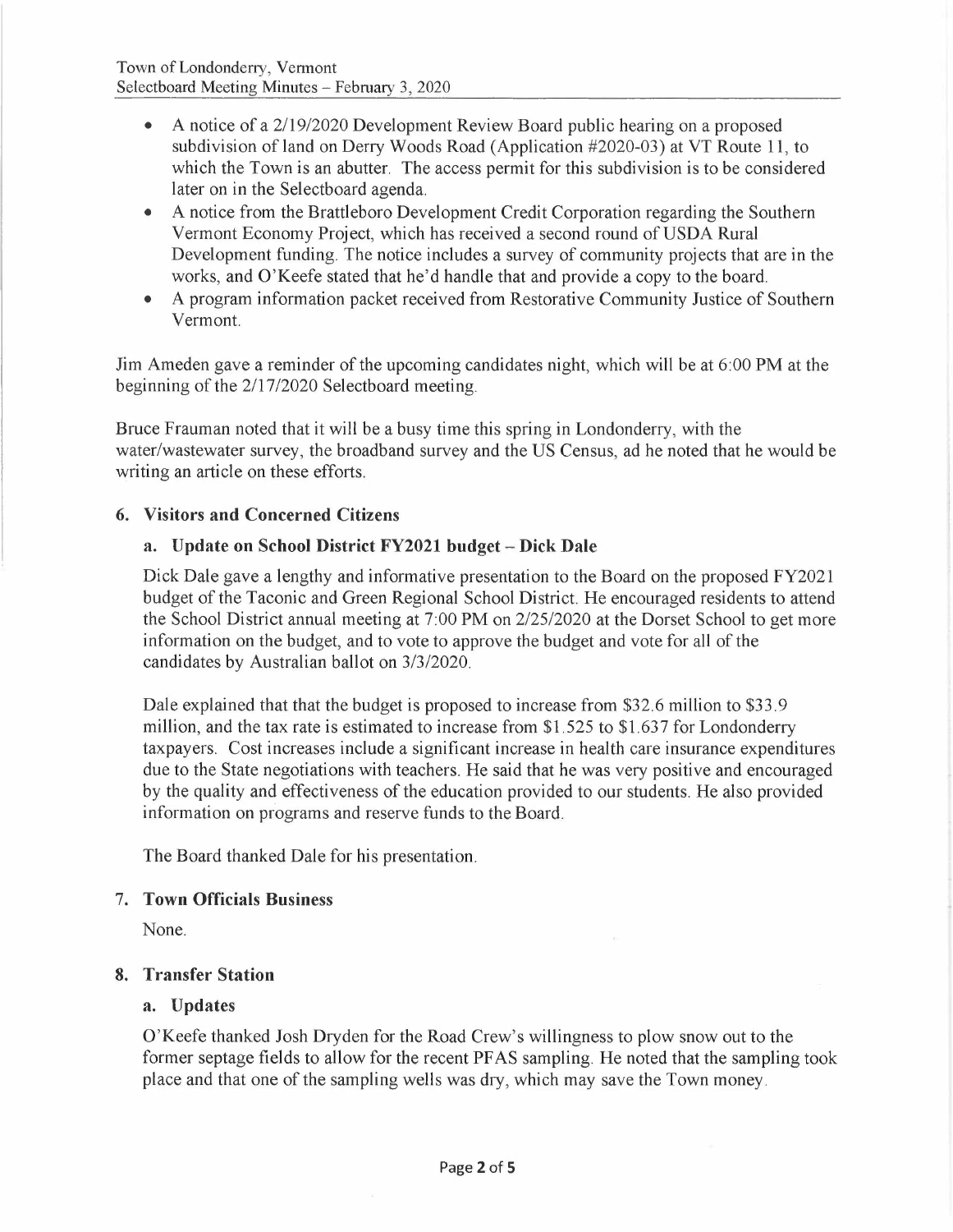- A notice of a 2/19/2020 Development Review Board public hearing on a proposed subdivision of land on Derry Woods Road (Application #2020-03) at VT Route 11, to which the Town is an abutter. The access permit for this subdivision is to be considered later on in the Selectboard agenda.
- A notice from the Brattleboro Development Credit Corporation regarding the Southern Vermont Economy Project, which has received a second round of USDA Rural Development funding. The notice includes a survey of community projects that are in the works, and O'Keefe stated that he'd handle that and provide a copy to the board.
- A program information packet received from Restorative Community Justice of Southern Vermont.

Jim Ameden gave a reminder of the upcoming candidates night, which will be at 6:00 PM at the beginning of the 2/17/2020 Selectboard meeting.

Bruce Frauman noted that it will be a busy time this spring in Londonderry, with the water/wastewater survey, the broadband survey and the US Census, ad he noted that he would be writing an article on these efforts.

## 6. Visitors and Concerned Citizens

### a. Update on School District FY2021 budget – Dick Dale

Dick Dale gave a lengthy and informative presentation to the Board on the proposed FY2021 budget of the Taconic and Green Regional School District. He encouraged residents to attend the School District annual meeting at 7:00 PM on 2/25/2020 at the Dorset School to get more information on the budget, and to vote to approve the budget and vote for all of the candidates by Australian ballot on 3/3/2020.

Dale explained that that the budget is proposed to increase from $32.6 million to $33.9 million, and the tax rate is estimated to increase from $1.525 to $1.637 for Londonderry taxpayers. Cost increases include a significant increase in health care insurance expenditures due to the State negotiations with teachers. He said that he was very positive and encouraged by the quality and effectiveness of the education provided to our students. He also provided information on programs and reserve funds to the Board.

The Board thanked Dale for his presentation.

## 7. Town Officials Business

None.

## 8. Transfer Station

### a. Updates

O'Keefe thanked Josh Dryden for the Road Crew's willingness to plow snow out to the former septage fields to allow for the recent PFAS sampling. He noted that the sampling took place and that one of the sampling wells was dry, which may save the Town money.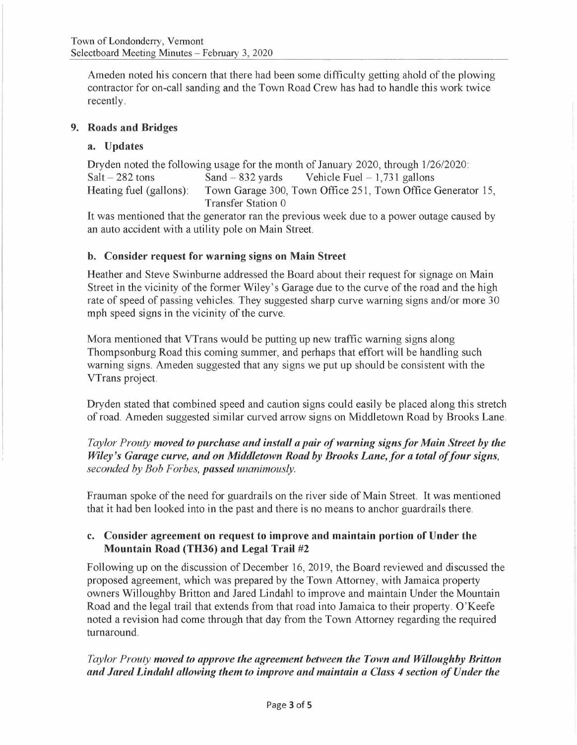Ameden noted his concern that there had been some difficulty getting ahold of the plowing contractor for on-call sanding and the Town Road Crew has had to handle this work twice recently.

## 9. Roads and Bridges

### a. Updates

Dryden noted the following usage for the month of January 2020, through 1/26/2020:
Salt – 282 tons Sand – 832 yards Vehicle Fuel – 1,731 gallons
Heating fuel (gallons): Town Garage 300, Town Office 251, Town Office Generator 15, Transfer Station 0

It was mentioned that the generator ran the previous week due to a power outage caused by an auto accident with a utility pole on Main Street.

### b. Consider request for warning signs on Main Street

Heather and Steve Swinburne addressed the Board about their request for signage on Main Street in the vicinity of the former Wiley's Garage due to the curve of the road and the high rate of speed of passing vehicles. They suggested sharp curve warning signs and/or more 30 mph speed signs in the vicinity of the curve.

Mora mentioned that VTrans would be putting up new traffic warning signs along Thompsonburg Road this coming summer, and perhaps that effort will be handling such warning signs. Ameden suggested that any signs we put up should be consistent with the VTrans project.

Dryden stated that combined speed and caution signs could easily be placed along this stretch of road. Ameden suggested similar curved arrow signs on Middletown Road by Brooks Lane.

*Taylor Prouty* ***moved to purchase and install a pair of warning signs for Main Street by the Wiley's Garage curve, and on Middletown Road by Brooks Lane, for a total of four signs,*** *seconded by Bob Forbes,* ***passed*** *unanimously.*

Frauman spoke of the need for guardrails on the river side of Main Street. It was mentioned that it had ben looked into in the past and there is no means to anchor guardrails there.

### c. Consider agreement on request to improve and maintain portion of Under the Mountain Road (TH36) and Legal Trail #2

Following up on the discussion of December 16, 2019, the Board reviewed and discussed the proposed agreement, which was prepared by the Town Attorney, with Jamaica property owners Willoughby Britton and Jared Lindahl to improve and maintain Under the Mountain Road and the legal trail that extends from that road into Jamaica to their property. O'Keefe noted a revision had come through that day from the Town Attorney regarding the required turnaround.

*Taylor Prouty* ***moved to approve the agreement between the Town and Willoughby Britton and Jared Lindahl allowing them to improve and maintain a Class 4 section of Under the***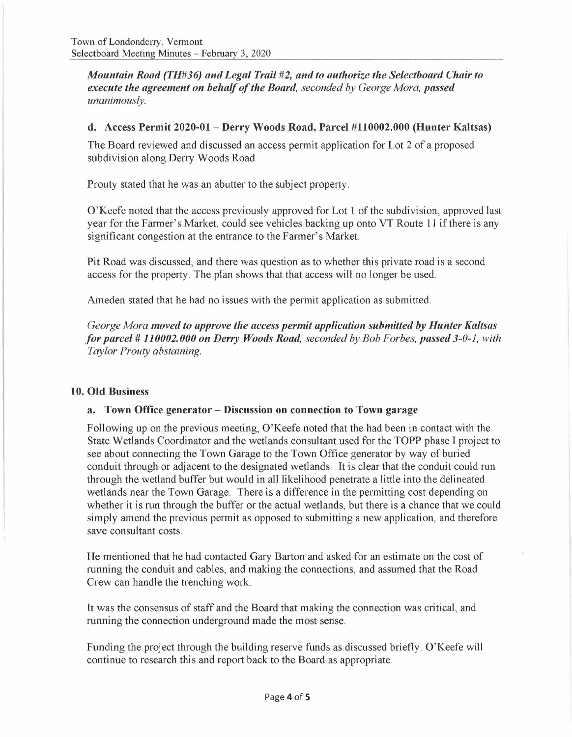*Mountain Road (TH#36) and Legal Trail #2, and to authorize the Selectboard Chair to execute the agreement on behalf of the Board, seconded by George Mora, passed unanimously.*

### d. Access Permit 2020-01 – Derry Woods Road, Parcel #110002.000 (Hunter Kaltsas)

The Board reviewed and discussed an access permit application for Lot 2 of a proposed subdivision along Derry Woods Road

Prouty stated that he was an abutter to the subject property.

O'Keefe noted that the access previously approved for Lot 1 of the subdivision, approved last year for the Farmer's Market, could see vehicles backing up onto VT Route 11 if there is any significant congestion at the entrance to the Farmer's Market.

Pit Road was discussed, and there was question as to whether this private road is a second access for the property. The plan shows that that access will no longer be used.

Ameden stated that he had no issues with the permit application as submitted.

*George Mora **moved to approve the access permit application submitted by Hunter Kaltsas for parcel # 110002.000 on Derry Woods Road**, seconded by Bob Forbes, **passed 3-0-1**, with Taylor Prouty abstaining.*

## 10. Old Business

### a. Town Office generator – Discussion on connection to Town garage

Following up on the previous meeting, O'Keefe noted that the had been in contact with the State Wetlands Coordinator and the wetlands consultant used for the TOPP phase I project to see about connecting the Town Garage to the Town Office generator by way of buried conduit through or adjacent to the designated wetlands. It is clear that the conduit could run through the wetland buffer but would in all likelihood penetrate a little into the delineated wetlands near the Town Garage. There is a difference in the permitting cost depending on whether it is run through the buffer or the actual wetlands, but there is a chance that we could simply amend the previous permit as opposed to submitting a new application, and therefore save consultant costs.

He mentioned that he had contacted Gary Barton and asked for an estimate on the cost of running the conduit and cables, and making the connections, and assumed that the Road Crew can handle the trenching work.

It was the consensus of staff and the Board that making the connection was critical, and running the connection underground made the most sense.

Funding the project through the building reserve funds as discussed briefly. O'Keefe will continue to research this and report back to the Board as appropriate.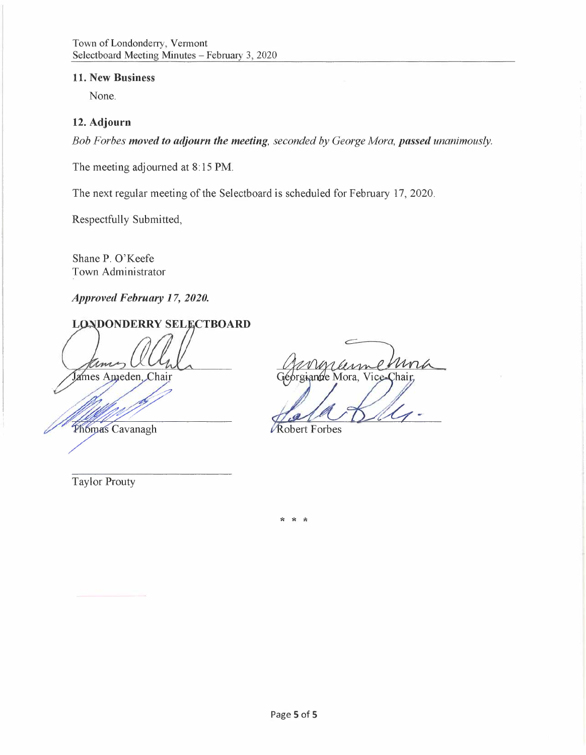### 11. New Business

None.

### 12. Adjourn

*Bob Forbes* ***moved to adjourn the meeting****, seconded by George Mora,* ***passed*** *unanimously.*

The meeting adjourned at 8:15 PM.

The next regular meeting of the Selectboard is scheduled for February 17, 2020.

Respectfully Submitted,

Shane P. O'Keefe
Town Administrator

***Approved February 17, 2020.***

**LONDONDERRY SELECTBOARD**

James Ameden, Chair

Georgianne Mora, Vice-Chair

Thomas Cavanagh

Robert Forbes

Taylor Prouty

\* \* \*